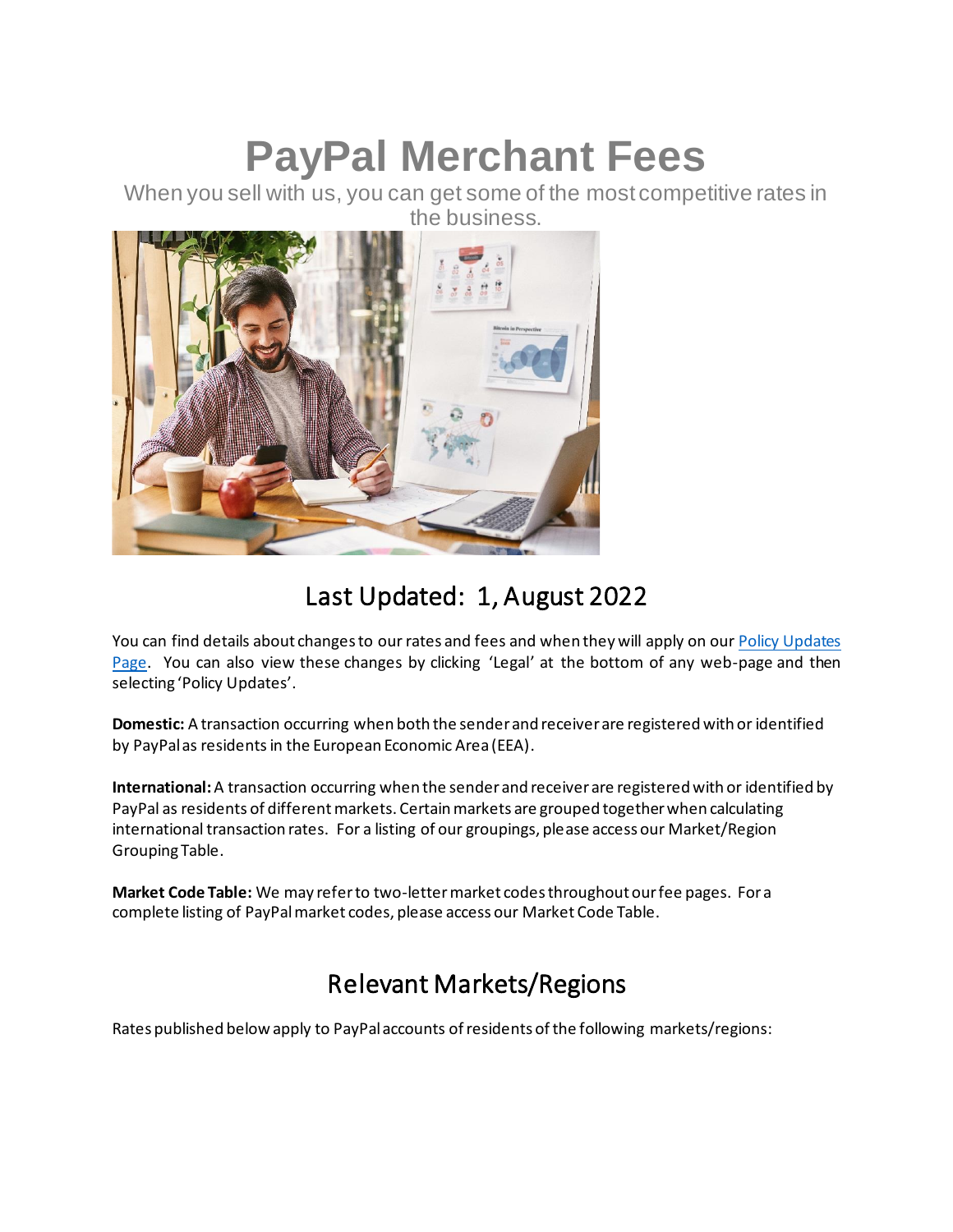# PayPal Merchant Fees

When you sell with us, you can get some of the most competitive rates in the business.

## Last Updated: 1, August 2022

You can find details about changes to our rates and fees and when they will apply on our [Policy Updates Page](). You can also view these changes by clicking 'Legal' at the bottom of any web-page and then selecting 'Policy Updates'.

**Domestic:** A transaction occurring when both the sender and receiver are registered with or identified by PayPal as residents in the European Economic Area (EEA).

**International:** A transaction occurring when the sender and receiver are registered with or identified by PayPal as residents of different markets. Certain markets are grouped together when calculating international transaction rates. For a listing of our groupings, please access our Market/Region Grouping Table.

**Market Code Table:** We may refer to two-letter market codes throughout our fee pages. For a complete listing of PayPal market codes, please access our Market Code Table.

## Relevant Markets/Regions

Rates published below apply to PayPal accounts of residents of the following markets/regions: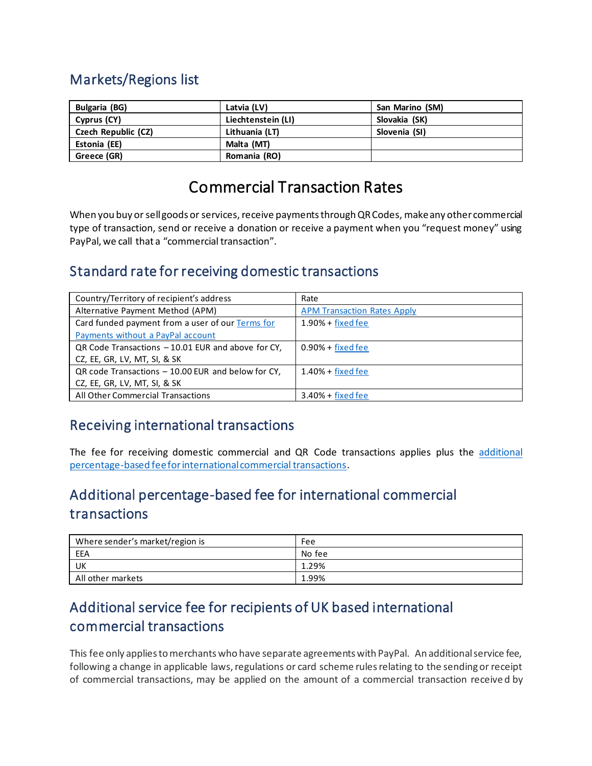## Markets/Regions list

| Bulgaria (BG) | Latvia (LV) | San Marino (SM) |
|---|---|---|
| Cyprus (CY) | Liechtenstein (LI) | Slovakia (SK) |
| Czech Republic (CZ) | Lithuania (LT) | Slovenia (SI) |
| Estonia (EE) | Malta (MT) | |
| Greece (GR) | Romania (RO) | |

# Commercial Transaction Rates

When you buy or sell goods or services, receive payments through QR Codes, make any other commercial type of transaction, send or receive a donation or receive a payment when you "request money" using PayPal, we call that a "commercial transaction".

## Standard rate for receiving domestic transactions

| Country/Territory of recipient's address | Rate |
|---|---|
| Alternative Payment Method (APM) | APM Transaction Rates Apply |
| Card funded payment from a user of our Terms for Payments without a PayPal account | 1.90% + fixed fee |
| QR Code Transactions – 10.01 EUR and above for CY, CZ, EE, GR, LV, MT, SI, & SK | 0.90% + fixed fee |
| QR code Transactions – 10.00 EUR and below for CY, CZ, EE, GR, LV, MT, SI, & SK | 1.40% + fixed fee |
| All Other Commercial Transactions | 3.40% + fixed fee |

## Receiving international transactions

The fee for receiving domestic commercial and QR Code transactions applies plus the additional percentage-based fee for international commercial transactions.

## Additional percentage-based fee for international commercial transactions

| Where sender's market/region is | Fee |
|---|---|
| EEA | No fee |
| UK | 1.29% |
| All other markets | 1.99% |

## Additional service fee for recipients of UK based international commercial transactions

This fee only applies to merchants who have separate agreements with PayPal. An additional service fee, following a change in applicable laws, regulations or card scheme rules relating to the sending or receipt of commercial transactions, may be applied on the amount of a commercial transaction received by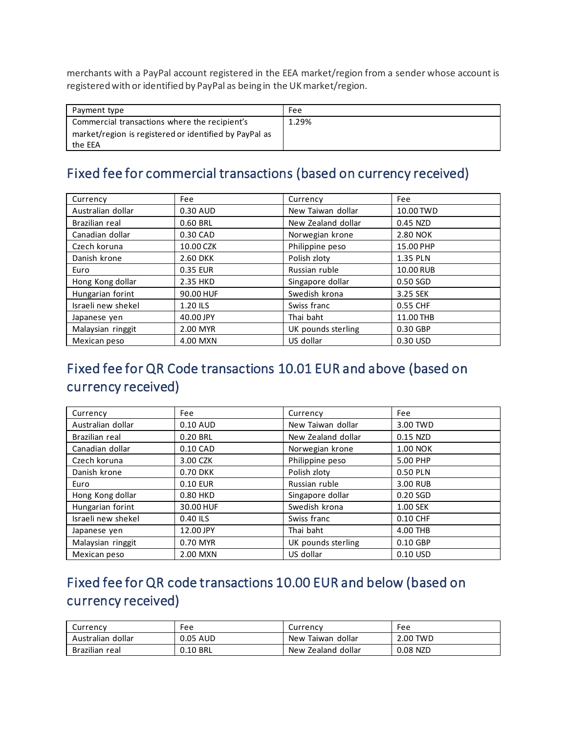merchants with a PayPal account registered in the EEA market/region from a sender whose account is registered with or identified by PayPal as being in the UK market/region.

| Payment type | Fee |
|---|---|
| Commercial transactions where the recipient's market/region is registered or identified by PayPal as the EEA | 1.29% |

## Fixed fee for commercial transactions (based on currency received)

| Currency | Fee | Currency | Fee |
|---|---|---|---|
| Australian dollar | 0.30 AUD | New Taiwan dollar | 10.00 TWD |
| Brazilian real | 0.60 BRL | New Zealand dollar | 0.45 NZD |
| Canadian dollar | 0.30 CAD | Norwegian krone | 2.80 NOK |
| Czech koruna | 10.00 CZK | Philippine peso | 15.00 PHP |
| Danish krone | 2.60 DKK | Polish zloty | 1.35 PLN |
| Euro | 0.35 EUR | Russian ruble | 10.00 RUB |
| Hong Kong dollar | 2.35 HKD | Singapore dollar | 0.50 SGD |
| Hungarian forint | 90.00 HUF | Swedish krona | 3.25 SEK |
| Israeli new shekel | 1.20 ILS | Swiss franc | 0.55 CHF |
| Japanese yen | 40.00 JPY | Thai baht | 11.00 THB |
| Malaysian ringgit | 2.00 MYR | UK pounds sterling | 0.30 GBP |
| Mexican peso | 4.00 MXN | US dollar | 0.30 USD |

## Fixed fee for QR Code transactions 10.01 EUR and above (based on currency received)

| Currency | Fee | Currency | Fee |
|---|---|---|---|
| Australian dollar | 0.10 AUD | New Taiwan dollar | 3.00 TWD |
| Brazilian real | 0.20 BRL | New Zealand dollar | 0.15 NZD |
| Canadian dollar | 0.10 CAD | Norwegian krone | 1.00 NOK |
| Czech koruna | 3.00 CZK | Philippine peso | 5.00 PHP |
| Danish krone | 0.70 DKK | Polish zloty | 0.50 PLN |
| Euro | 0.10 EUR | Russian ruble | 3.00 RUB |
| Hong Kong dollar | 0.80 HKD | Singapore dollar | 0.20 SGD |
| Hungarian forint | 30.00 HUF | Swedish krona | 1.00 SEK |
| Israeli new shekel | 0.40 ILS | Swiss franc | 0.10 CHF |
| Japanese yen | 12.00 JPY | Thai baht | 4.00 THB |
| Malaysian ringgit | 0.70 MYR | UK pounds sterling | 0.10 GBP |
| Mexican peso | 2.00 MXN | US dollar | 0.10 USD |

## Fixed fee for QR code transactions 10.00 EUR and below (based on currency received)

| Currency | Fee | Currency | Fee |
|---|---|---|---|
| Australian dollar | 0.05 AUD | New Taiwan dollar | 2.00 TWD |
| Brazilian real | 0.10 BRL | New Zealand dollar | 0.08 NZD |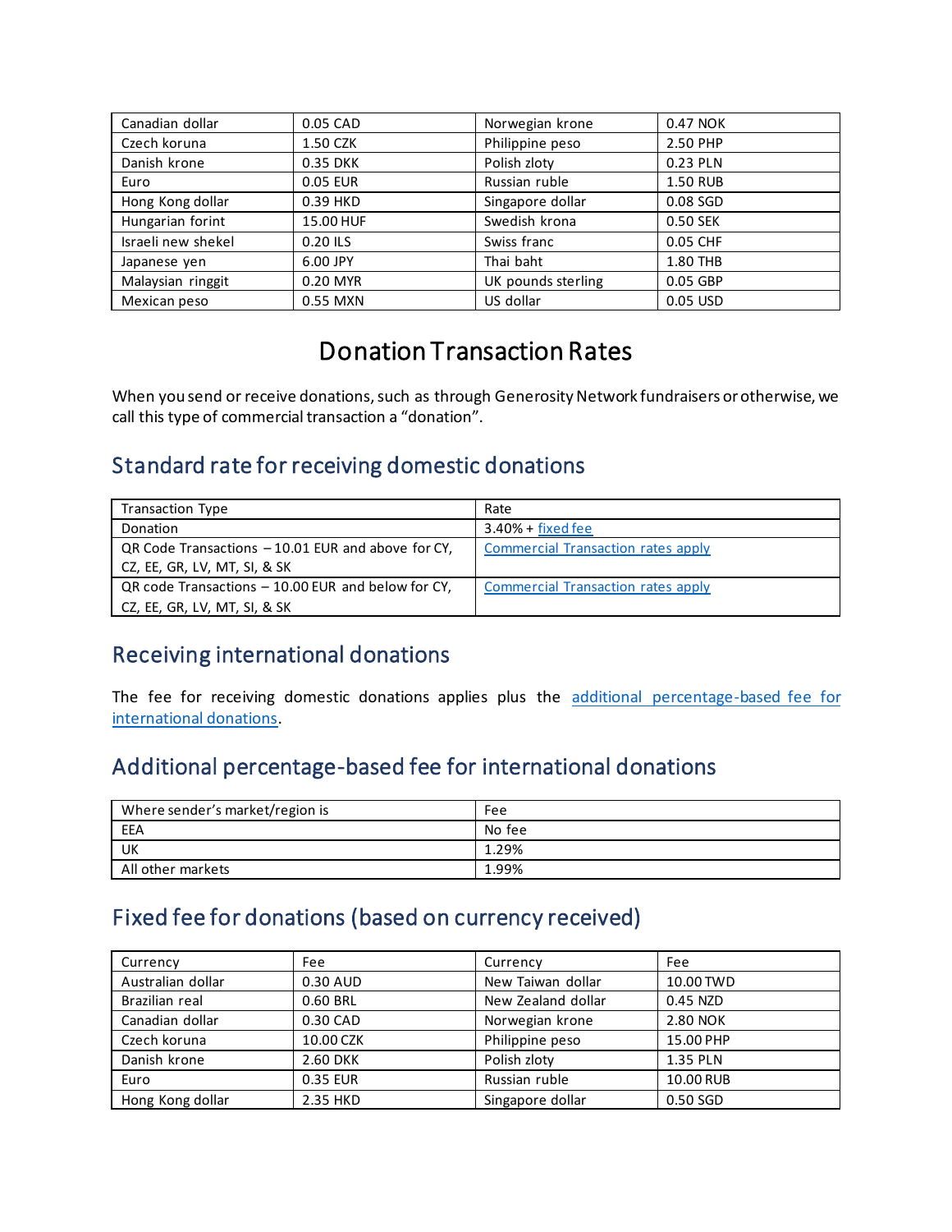| Canadian dollar | 0.05 CAD | Norwegian krone | 0.47 NOK |
|---|---|---|---|
| Czech koruna | 1.50 CZK | Philippine peso | 2.50 PHP |
| Danish krone | 0.35 DKK | Polish zloty | 0.23 PLN |
| Euro | 0.05 EUR | Russian ruble | 1.50 RUB |
| Hong Kong dollar | 0.39 HKD | Singapore dollar | 0.08 SGD |
| Hungarian forint | 15.00 HUF | Swedish krona | 0.50 SEK |
| Israeli new shekel | 0.20 ILS | Swiss franc | 0.05 CHF |
| Japanese yen | 6.00 JPY | Thai baht | 1.80 THB |
| Malaysian ringgit | 0.20 MYR | UK pounds sterling | 0.05 GBP |
| Mexican peso | 0.55 MXN | US dollar | 0.05 USD |

# Donation Transaction Rates

When you send or receive donations, such as through Generosity Network fundraisers or otherwise, we call this type of commercial transaction a "donation".

## Standard rate for receiving domestic donations

| Transaction Type | Rate |
|---|---|
| Donation | 3.40% + fixed fee |
| QR Code Transactions – 10.01 EUR and above for CY, CZ, EE, GR, LV, MT, SI, & SK | Commercial Transaction rates apply |
| QR code Transactions – 10.00 EUR and below for CY, CZ, EE, GR, LV, MT, SI, & SK | Commercial Transaction rates apply |

## Receiving international donations

The fee for receiving domestic donations applies plus the additional percentage-based fee for international donations.

## Additional percentage-based fee for international donations

| Where sender's market/region is | Fee |
|---|---|
| EEA | No fee |
| UK | 1.29% |
| All other markets | 1.99% |

## Fixed fee for donations (based on currency received)

| Currency | Fee | Currency | Fee |
|---|---|---|---|
| Australian dollar | 0.30 AUD | New Taiwan dollar | 10.00 TWD |
| Brazilian real | 0.60 BRL | New Zealand dollar | 0.45 NZD |
| Canadian dollar | 0.30 CAD | Norwegian krone | 2.80 NOK |
| Czech koruna | 10.00 CZK | Philippine peso | 15.00 PHP |
| Danish krone | 2.60 DKK | Polish zloty | 1.35 PLN |
| Euro | 0.35 EUR | Russian ruble | 10.00 RUB |
| Hong Kong dollar | 2.35 HKD | Singapore dollar | 0.50 SGD |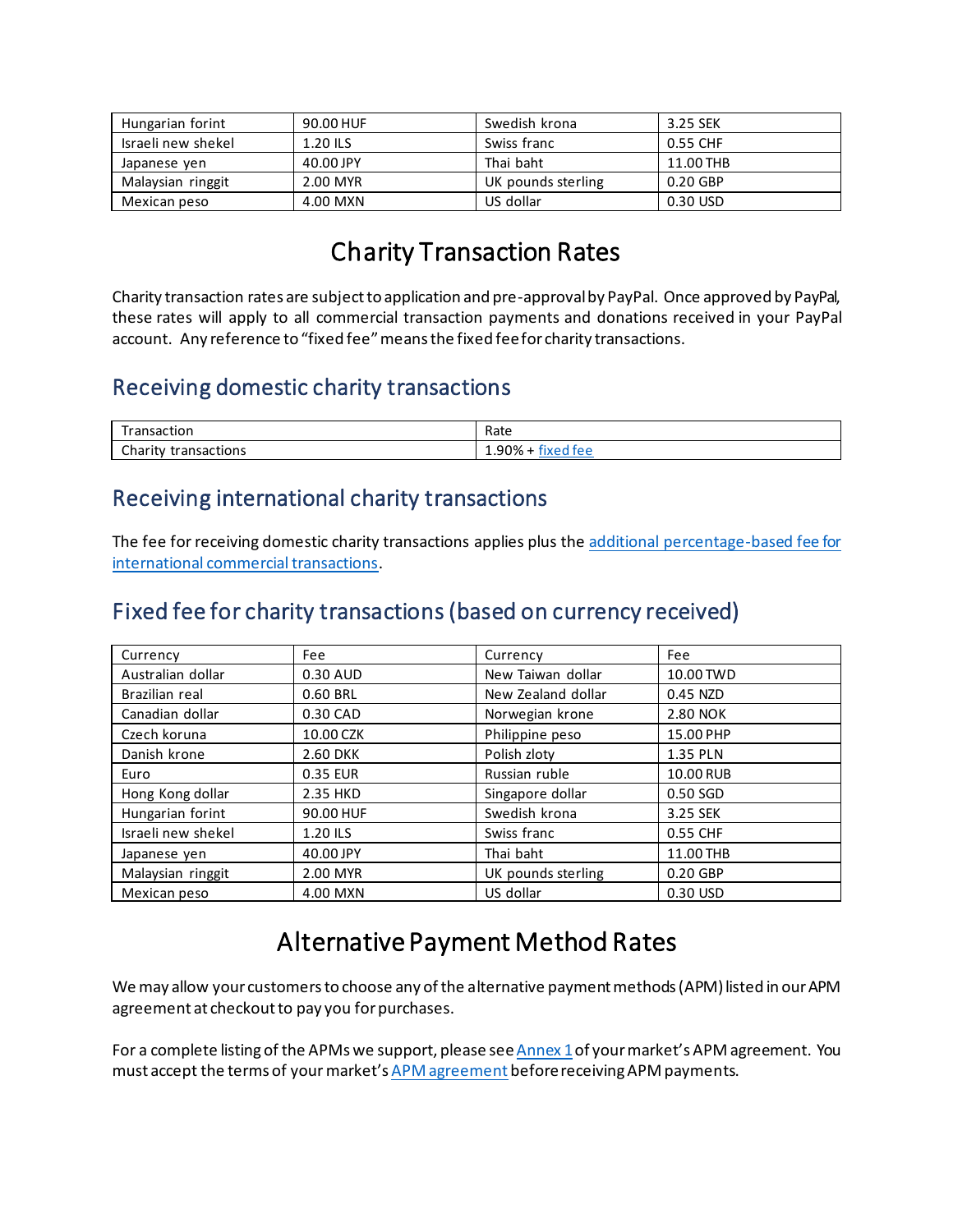| Hungarian forint | 90.00 HUF | Swedish krona | 3.25 SEK |
|---|---|---|---|
| Israeli new shekel | 1.20 ILS | Swiss franc | 0.55 CHF |
| Japanese yen | 40.00 JPY | Thai baht | 11.00 THB |
| Malaysian ringgit | 2.00 MYR | UK pounds sterling | 0.20 GBP |
| Mexican peso | 4.00 MXN | US dollar | 0.30 USD |

# Charity Transaction Rates

Charity transaction rates are subject to application and pre-approval by PayPal. Once approved by PayPal, these rates will apply to all commercial transaction payments and donations received in your PayPal account. Any reference to "fixed fee" means the fixed fee for charity transactions.

## Receiving domestic charity transactions

| Transaction | Rate |
|---|---|
| Charity transactions | 1.90% + fixed fee |

## Receiving international charity transactions

The fee for receiving domestic charity transactions applies plus the additional percentage-based fee for international commercial transactions.

## Fixed fee for charity transactions (based on currency received)

| Currency | Fee | Currency | Fee |
|---|---|---|---|
| Australian dollar | 0.30 AUD | New Taiwan dollar | 10.00 TWD |
| Brazilian real | 0.60 BRL | New Zealand dollar | 0.45 NZD |
| Canadian dollar | 0.30 CAD | Norwegian krone | 2.80 NOK |
| Czech koruna | 10.00 CZK | Philippine peso | 15.00 PHP |
| Danish krone | 2.60 DKK | Polish zloty | 1.35 PLN |
| Euro | 0.35 EUR | Russian ruble | 10.00 RUB |
| Hong Kong dollar | 2.35 HKD | Singapore dollar | 0.50 SGD |
| Hungarian forint | 90.00 HUF | Swedish krona | 3.25 SEK |
| Israeli new shekel | 1.20 ILS | Swiss franc | 0.55 CHF |
| Japanese yen | 40.00 JPY | Thai baht | 11.00 THB |
| Malaysian ringgit | 2.00 MYR | UK pounds sterling | 0.20 GBP |
| Mexican peso | 4.00 MXN | US dollar | 0.30 USD |

# Alternative Payment Method Rates

We may allow your customers to choose any of the alternative payment methods (APM) listed in our APM agreement at checkout to pay you for purchases.

For a complete listing of the APMs we support, please see Annex 1 of your market's APM agreement. You must accept the terms of your market's APM agreement before receiving APM payments.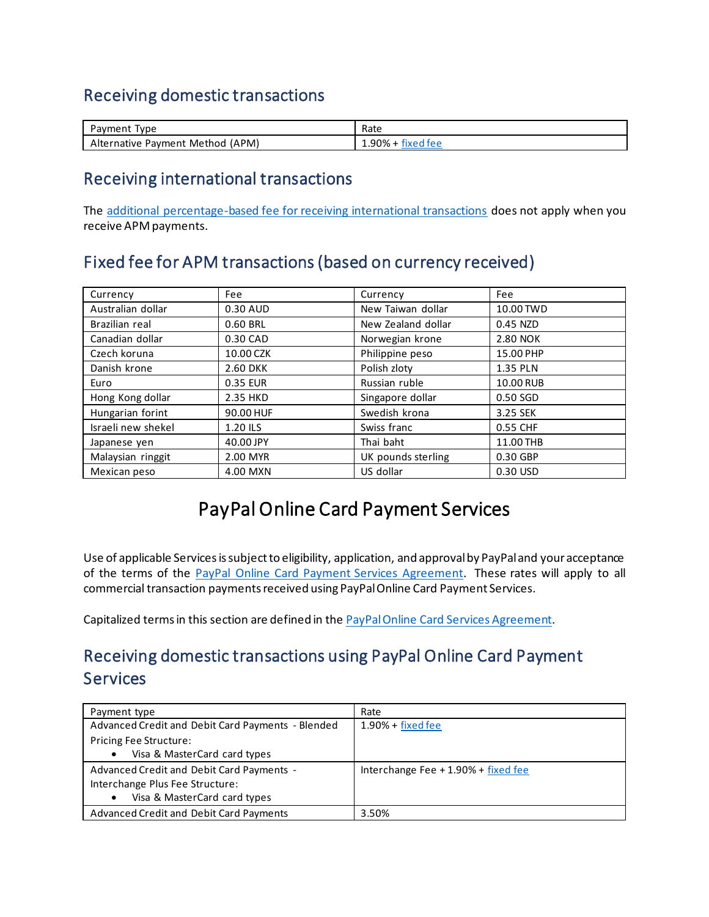## Receiving domestic transactions

| Payment Type | Rate |
| --- | --- |
| Alternative Payment Method (APM) | 1.90% + fixed fee |

## Receiving international transactions

The additional percentage-based fee for receiving international transactions does not apply when you receive APM payments.

## Fixed fee for APM transactions (based on currency received)

| Currency | Fee | Currency | Fee |
| --- | --- | --- | --- |
| Australian dollar | 0.30 AUD | New Taiwan dollar | 10.00 TWD |
| Brazilian real | 0.60 BRL | New Zealand dollar | 0.45 NZD |
| Canadian dollar | 0.30 CAD | Norwegian krone | 2.80 NOK |
| Czech koruna | 10.00 CZK | Philippine peso | 15.00 PHP |
| Danish krone | 2.60 DKK | Polish zloty | 1.35 PLN |
| Euro | 0.35 EUR | Russian ruble | 10.00 RUB |
| Hong Kong dollar | 2.35 HKD | Singapore dollar | 0.50 SGD |
| Hungarian forint | 90.00 HUF | Swedish krona | 3.25 SEK |
| Israeli new shekel | 1.20 ILS | Swiss franc | 0.55 CHF |
| Japanese yen | 40.00 JPY | Thai baht | 11.00 THB |
| Malaysian ringgit | 2.00 MYR | UK pounds sterling | 0.30 GBP |
| Mexican peso | 4.00 MXN | US dollar | 0.30 USD |

# PayPal Online Card Payment Services

Use of applicable Services is subject to eligibility, application, and approval by PayPal and your acceptance of the terms of the PayPal Online Card Payment Services Agreement. These rates will apply to all commercial transaction payments received using PayPal Online Card Payment Services.

Capitalized terms in this section are defined in the PayPal Online Card Services Agreement.

## Receiving domestic transactions using PayPal Online Card Payment Services

| Payment type | Rate |
| --- | --- |
| Advanced Credit and Debit Card Payments - Blended Pricing Fee Structure:<br>• Visa & MasterCard card types | 1.90% + fixed fee |
| Advanced Credit and Debit Card Payments - Interchange Plus Fee Structure:<br>• Visa & MasterCard card types | Interchange Fee + 1.90% + fixed fee |
| Advanced Credit and Debit Card Payments | 3.50% |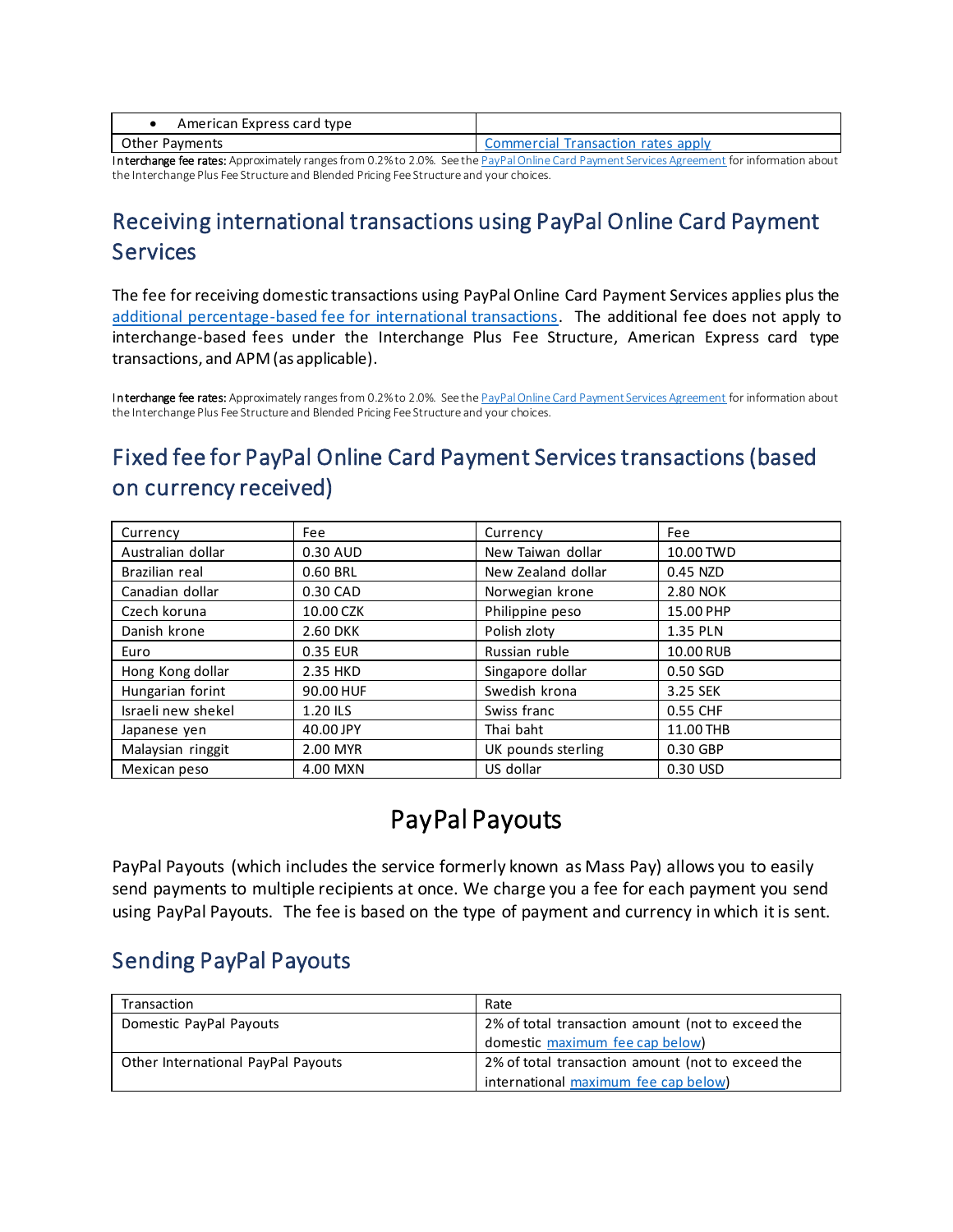| | |
|---|---|
| • American Express card type | |
| Other Payments | Commercial Transaction rates apply |

**Interchange fee rates:** Approximately ranges from 0.2% to 2.0%. See the PayPal Online Card Payment Services Agreement for information about the Interchange Plus Fee Structure and Blended Pricing Fee Structure and your choices.

## Receiving international transactions using PayPal Online Card Payment Services

The fee for receiving domestic transactions using PayPal Online Card Payment Services applies plus the additional percentage-based fee for international transactions. The additional fee does not apply to interchange-based fees under the Interchange Plus Fee Structure, American Express card type transactions, and APM (as applicable).

**Interchange fee rates:** Approximately ranges from 0.2% to 2.0%. See the PayPal Online Card Payment Services Agreement for information about the Interchange Plus Fee Structure and Blended Pricing Fee Structure and your choices.

## Fixed fee for PayPal Online Card Payment Services transactions (based on currency received)

| Currency | Fee | Currency | Fee |
|---|---|---|---|
| Australian dollar | 0.30 AUD | New Taiwan dollar | 10.00 TWD |
| Brazilian real | 0.60 BRL | New Zealand dollar | 0.45 NZD |
| Canadian dollar | 0.30 CAD | Norwegian krone | 2.80 NOK |
| Czech koruna | 10.00 CZK | Philippine peso | 15.00 PHP |
| Danish krone | 2.60 DKK | Polish zloty | 1.35 PLN |
| Euro | 0.35 EUR | Russian ruble | 10.00 RUB |
| Hong Kong dollar | 2.35 HKD | Singapore dollar | 0.50 SGD |
| Hungarian forint | 90.00 HUF | Swedish krona | 3.25 SEK |
| Israeli new shekel | 1.20 ILS | Swiss franc | 0.55 CHF |
| Japanese yen | 40.00 JPY | Thai baht | 11.00 THB |
| Malaysian ringgit | 2.00 MYR | UK pounds sterling | 0.30 GBP |
| Mexican peso | 4.00 MXN | US dollar | 0.30 USD |

# PayPal Payouts

PayPal Payouts (which includes the service formerly known as Mass Pay) allows you to easily send payments to multiple recipients at once. We charge you a fee for each payment you send using PayPal Payouts. The fee is based on the type of payment and currency in which it is sent.

## Sending PayPal Payouts

| Transaction | Rate |
|---|---|
| Domestic PayPal Payouts | 2% of total transaction amount (not to exceed the domestic maximum fee cap below) |
| Other International PayPal Payouts | 2% of total transaction amount (not to exceed the international maximum fee cap below) |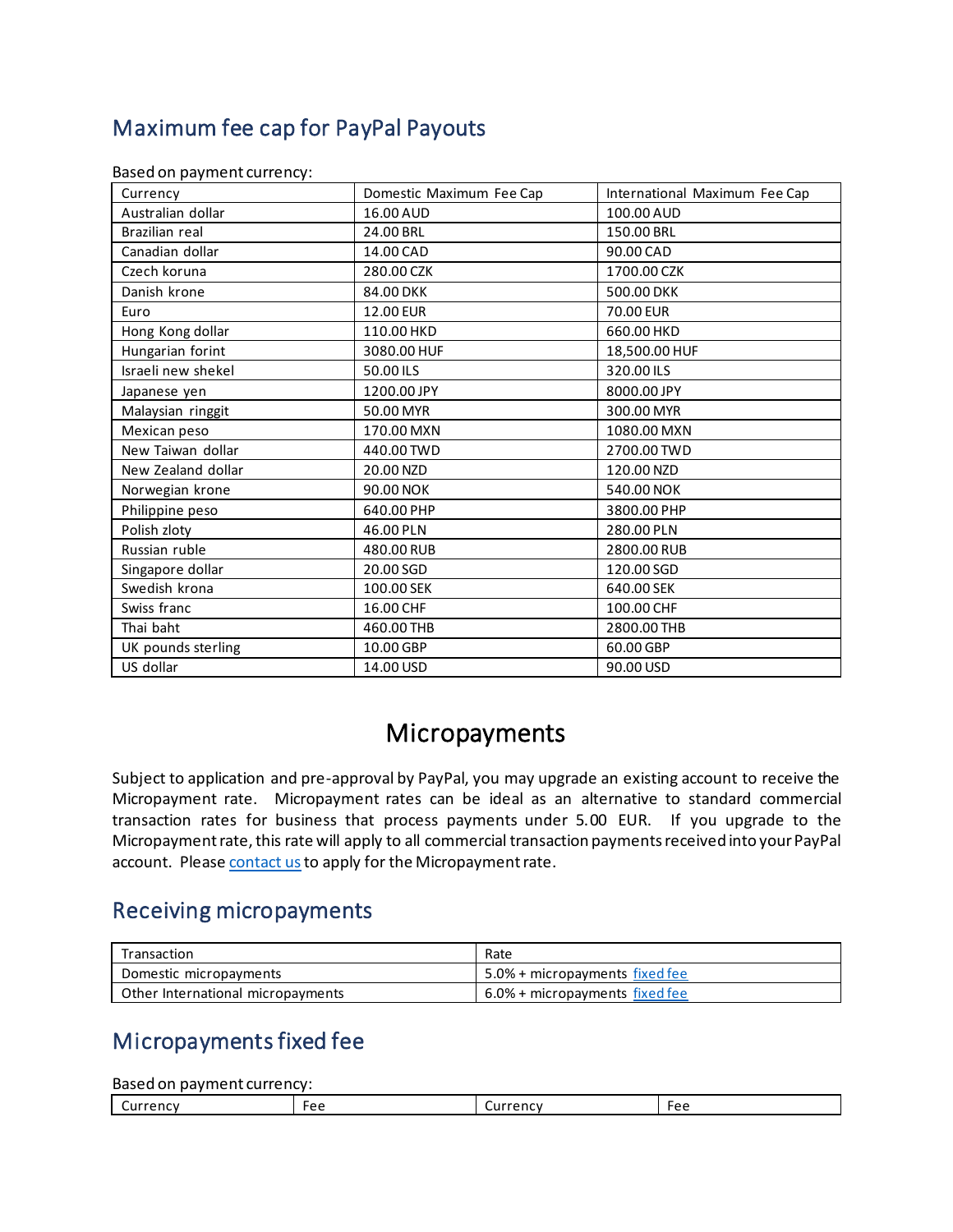## Maximum fee cap for PayPal Payouts

Based on payment currency:

| Currency | Domestic Maximum Fee Cap | International Maximum Fee Cap |
|---|---|---|
| Australian dollar | 16.00 AUD | 100.00 AUD |
| Brazilian real | 24.00 BRL | 150.00 BRL |
| Canadian dollar | 14.00 CAD | 90.00 CAD |
| Czech koruna | 280.00 CZK | 1700.00 CZK |
| Danish krone | 84.00 DKK | 500.00 DKK |
| Euro | 12.00 EUR | 70.00 EUR |
| Hong Kong dollar | 110.00 HKD | 660.00 HKD |
| Hungarian forint | 3080.00 HUF | 18,500.00 HUF |
| Israeli new shekel | 50.00 ILS | 320.00 ILS |
| Japanese yen | 1200.00 JPY | 8000.00 JPY |
| Malaysian ringgit | 50.00 MYR | 300.00 MYR |
| Mexican peso | 170.00 MXN | 1080.00 MXN |
| New Taiwan dollar | 440.00 TWD | 2700.00 TWD |
| New Zealand dollar | 20.00 NZD | 120.00 NZD |
| Norwegian krone | 90.00 NOK | 540.00 NOK |
| Philippine peso | 640.00 PHP | 3800.00 PHP |
| Polish zloty | 46.00 PLN | 280.00 PLN |
| Russian ruble | 480.00 RUB | 2800.00 RUB |
| Singapore dollar | 20.00 SGD | 120.00 SGD |
| Swedish krona | 100.00 SEK | 640.00 SEK |
| Swiss franc | 16.00 CHF | 100.00 CHF |
| Thai baht | 460.00 THB | 2800.00 THB |
| UK pounds sterling | 10.00 GBP | 60.00 GBP |
| US dollar | 14.00 USD | 90.00 USD |

# Micropayments

Subject to application and pre-approval by PayPal, you may upgrade an existing account to receive the Micropayment rate. Micropayment rates can be ideal as an alternative to standard commercial transaction rates for business that process payments under 5.00 EUR. If you upgrade to the Micropayment rate, this rate will apply to all commercial transaction payments received into your PayPal account. Please contact us to apply for the Micropayment rate.

## Receiving micropayments

| Transaction | Rate |
|---|---|
| Domestic micropayments | 5.0% + micropayments fixed fee |
| Other International micropayments | 6.0% + micropayments fixed fee |

## Micropayments fixed fee

Based on payment currency:

| Currency | Fee | Currency | Fee |
|---|---|---|---|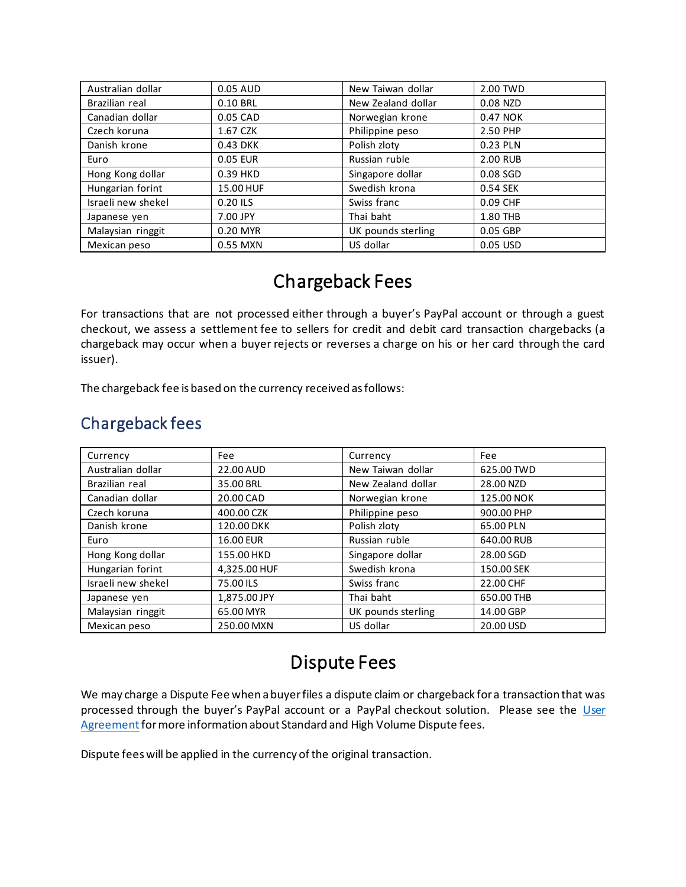| Australian dollar | 0.05 AUD | New Taiwan dollar | 2.00 TWD |
| --- | --- | --- | --- |
| Brazilian real | 0.10 BRL | New Zealand dollar | 0.08 NZD |
| Canadian dollar | 0.05 CAD | Norwegian krone | 0.47 NOK |
| Czech koruna | 1.67 CZK | Philippine peso | 2.50 PHP |
| Danish krone | 0.43 DKK | Polish zloty | 0.23 PLN |
| Euro | 0.05 EUR | Russian ruble | 2.00 RUB |
| Hong Kong dollar | 0.39 HKD | Singapore dollar | 0.08 SGD |
| Hungarian forint | 15.00 HUF | Swedish krona | 0.54 SEK |
| Israeli new shekel | 0.20 ILS | Swiss franc | 0.09 CHF |
| Japanese yen | 7.00 JPY | Thai baht | 1.80 THB |
| Malaysian ringgit | 0.20 MYR | UK pounds sterling | 0.05 GBP |
| Mexican peso | 0.55 MXN | US dollar | 0.05 USD |

# Chargeback Fees

For transactions that are not processed either through a buyer's PayPal account or through a guest checkout, we assess a settlement fee to sellers for credit and debit card transaction chargebacks (a chargeback may occur when a buyer rejects or reverses a charge on his or her card through the card issuer).

The chargeback fee is based on the currency received as follows:

## Chargeback fees

| Currency | Fee | Currency | Fee |
| --- | --- | --- | --- |
| Australian dollar | 22.00 AUD | New Taiwan dollar | 625.00 TWD |
| Brazilian real | 35.00 BRL | New Zealand dollar | 28.00 NZD |
| Canadian dollar | 20.00 CAD | Norwegian krone | 125.00 NOK |
| Czech koruna | 400.00 CZK | Philippine peso | 900.00 PHP |
| Danish krone | 120.00 DKK | Polish zloty | 65.00 PLN |
| Euro | 16.00 EUR | Russian ruble | 640.00 RUB |
| Hong Kong dollar | 155.00 HKD | Singapore dollar | 28.00 SGD |
| Hungarian forint | 4,325.00 HUF | Swedish krona | 150.00 SEK |
| Israeli new shekel | 75.00 ILS | Swiss franc | 22.00 CHF |
| Japanese yen | 1,875.00 JPY | Thai baht | 650.00 THB |
| Malaysian ringgit | 65.00 MYR | UK pounds sterling | 14.00 GBP |
| Mexican peso | 250.00 MXN | US dollar | 20.00 USD |

# Dispute Fees

We may charge a Dispute Fee when a buyer files a dispute claim or chargeback for a transaction that was processed through the buyer's PayPal account or a PayPal checkout solution. Please see the User Agreement for more information about Standard and High Volume Dispute fees.

Dispute fees will be applied in the currency of the original transaction.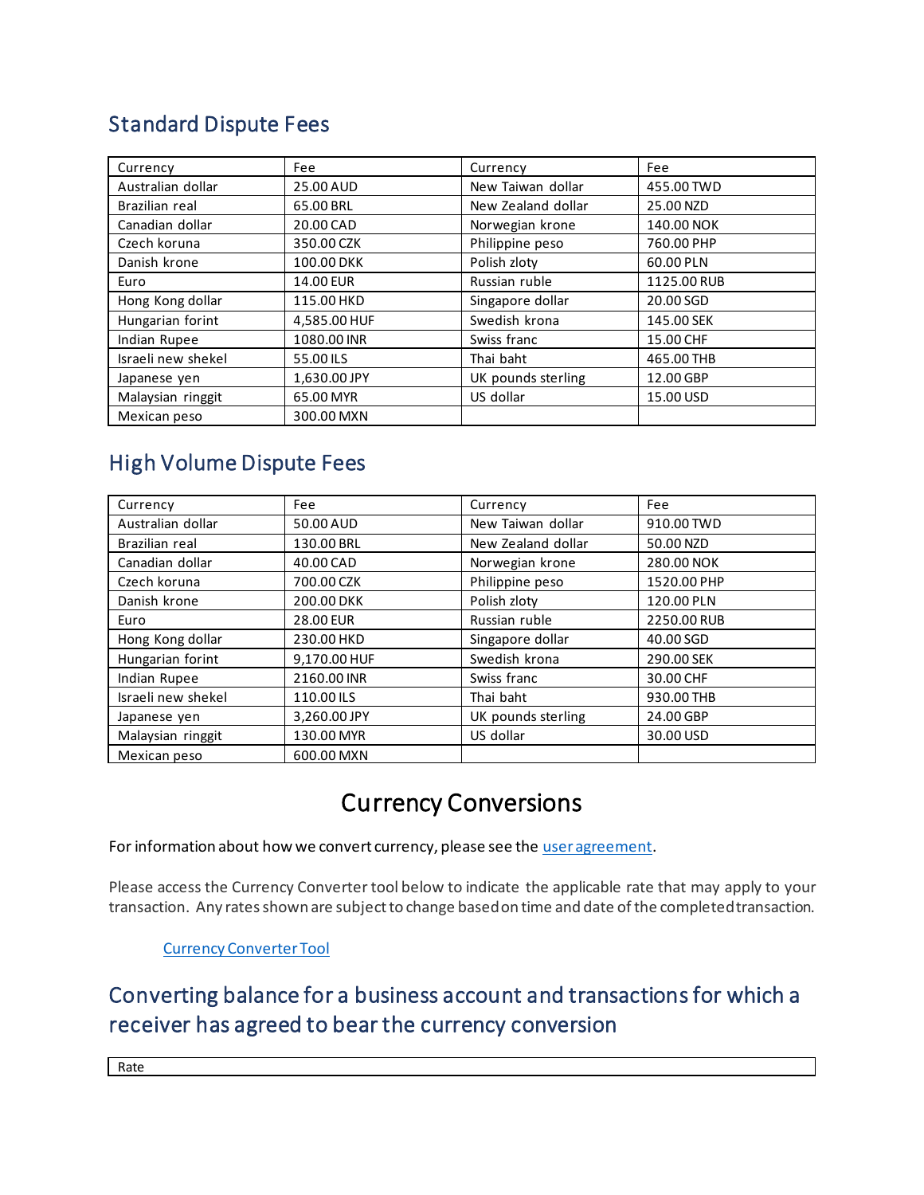## Standard Dispute Fees

| Currency | Fee | Currency | Fee |
|---|---|---|---|
| Australian dollar | 25.00 AUD | New Taiwan dollar | 455.00 TWD |
| Brazilian real | 65.00 BRL | New Zealand dollar | 25.00 NZD |
| Canadian dollar | 20.00 CAD | Norwegian krone | 140.00 NOK |
| Czech koruna | 350.00 CZK | Philippine peso | 760.00 PHP |
| Danish krone | 100.00 DKK | Polish zloty | 60.00 PLN |
| Euro | 14.00 EUR | Russian ruble | 1125.00 RUB |
| Hong Kong dollar | 115.00 HKD | Singapore dollar | 20.00 SGD |
| Hungarian forint | 4,585.00 HUF | Swedish krona | 145.00 SEK |
| Indian Rupee | 1080.00 INR | Swiss franc | 15.00 CHF |
| Israeli new shekel | 55.00 ILS | Thai baht | 465.00 THB |
| Japanese yen | 1,630.00 JPY | UK pounds sterling | 12.00 GBP |
| Malaysian ringgit | 65.00 MYR | US dollar | 15.00 USD |
| Mexican peso | 300.00 MXN | | |

## High Volume Dispute Fees

| Currency | Fee | Currency | Fee |
|---|---|---|---|
| Australian dollar | 50.00 AUD | New Taiwan dollar | 910.00 TWD |
| Brazilian real | 130.00 BRL | New Zealand dollar | 50.00 NZD |
| Canadian dollar | 40.00 CAD | Norwegian krone | 280.00 NOK |
| Czech koruna | 700.00 CZK | Philippine peso | 1520.00 PHP |
| Danish krone | 200.00 DKK | Polish zloty | 120.00 PLN |
| Euro | 28.00 EUR | Russian ruble | 2250.00 RUB |
| Hong Kong dollar | 230.00 HKD | Singapore dollar | 40.00 SGD |
| Hungarian forint | 9,170.00 HUF | Swedish krona | 290.00 SEK |
| Indian Rupee | 2160.00 INR | Swiss franc | 30.00 CHF |
| Israeli new shekel | 110.00 ILS | Thai baht | 930.00 THB |
| Japanese yen | 3,260.00 JPY | UK pounds sterling | 24.00 GBP |
| Malaysian ringgit | 130.00 MYR | US dollar | 30.00 USD |
| Mexican peso | 600.00 MXN | | |

# Currency Conversions

For information about how we convert currency, please see the user agreement.

Please access the Currency Converter tool below to indicate the applicable rate that may apply to your transaction. Any rates shown are subject to change based on time and date of the completed transaction.

Currency Converter Tool

## Converting balance for a business account and transactions for which a receiver has agreed to bear the currency conversion

| Rate |
|---|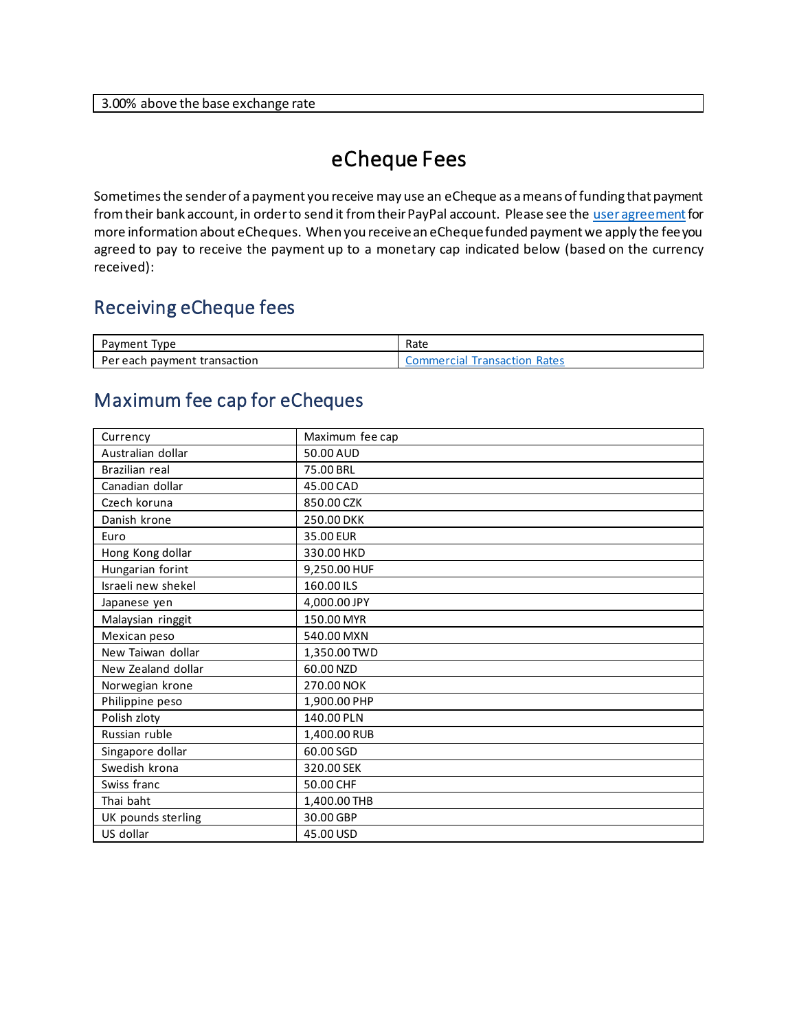| 3.00% above the base exchange rate |
| --- |

# eCheque Fees

Sometimes the sender of a payment you receive may use an eCheque as a means of funding that payment from their bank account, in order to send it from their PayPal account. Please see the [user agreement](#) for more information about eCheques. When you receive an eCheque funded payment we apply the fee you agreed to pay to receive the payment up to a monetary cap indicated below (based on the currency received):

## Receiving eCheque fees

| Payment Type | Rate |
| --- | --- |
| Per each payment transaction | [Commercial Transaction Rates](#) |

## Maximum fee cap for eCheques

| Currency | Maximum fee cap |
| --- | --- |
| Australian dollar | 50.00 AUD |
| Brazilian real | 75.00 BRL |
| Canadian dollar | 45.00 CAD |
| Czech koruna | 850.00 CZK |
| Danish krone | 250.00 DKK |
| Euro | 35.00 EUR |
| Hong Kong dollar | 330.00 HKD |
| Hungarian forint | 9,250.00 HUF |
| Israeli new shekel | 160.00 ILS |
| Japanese yen | 4,000.00 JPY |
| Malaysian ringgit | 150.00 MYR |
| Mexican peso | 540.00 MXN |
| New Taiwan dollar | 1,350.00 TWD |
| New Zealand dollar | 60.00 NZD |
| Norwegian krone | 270.00 NOK |
| Philippine peso | 1,900.00 PHP |
| Polish zloty | 140.00 PLN |
| Russian ruble | 1,400.00 RUB |
| Singapore dollar | 60.00 SGD |
| Swedish krona | 320.00 SEK |
| Swiss franc | 50.00 CHF |
| Thai baht | 1,400.00 THB |
| UK pounds sterling | 30.00 GBP |
| US dollar | 45.00 USD |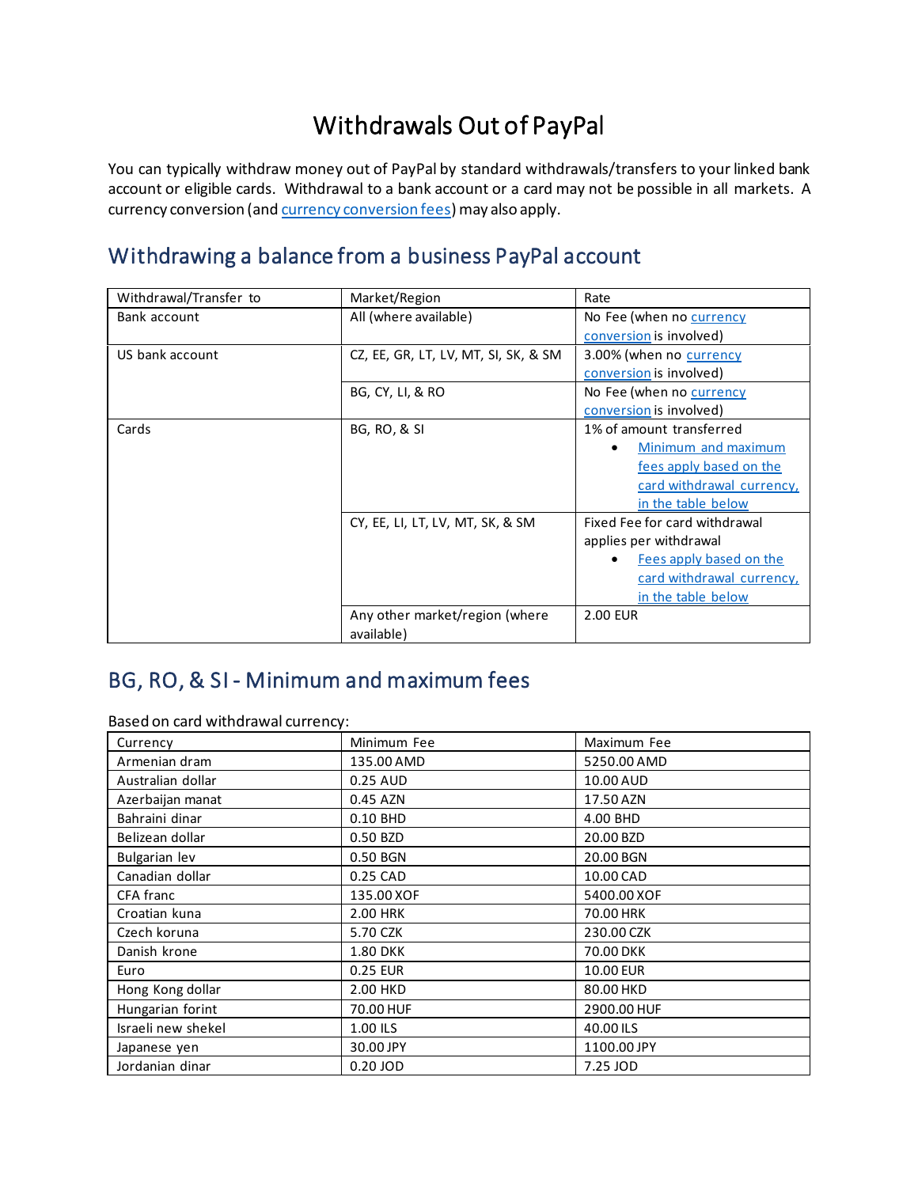# Withdrawals Out of PayPal

You can typically withdraw money out of PayPal by standard withdrawals/transfers to your linked bank account or eligible cards. Withdrawal to a bank account or a card may not be possible in all markets. A currency conversion (and currency conversion fees) may also apply.

## Withdrawing a balance from a business PayPal account

| Withdrawal/Transfer to | Market/Region | Rate |
|---|---|---|
| Bank account | All (where available) | No Fee (when no currency conversion is involved) |
| US bank account | CZ, EE, GR, LT, LV, MT, SI, SK, & SM | 3.00% (when no currency conversion is involved) |
| | BG, CY, LI, & RO | No Fee (when no currency conversion is involved) |
| Cards | BG, RO, & SI | 1% of amount transferred<br>• Minimum and maximum fees apply based on the card withdrawal currency, in the table below |
| | CY, EE, LI, LT, LV, MT, SK, & SM | Fixed Fee for card withdrawal applies per withdrawal<br>• Fees apply based on the card withdrawal currency, in the table below |
| | Any other market/region (where available) | 2.00 EUR |

## BG, RO, & SI - Minimum and maximum fees

Based on card withdrawal currency:

| Currency | Minimum Fee | Maximum Fee |
|---|---|---|
| Armenian dram | 135.00 AMD | 5250.00 AMD |
| Australian dollar | 0.25 AUD | 10.00 AUD |
| Azerbaijan manat | 0.45 AZN | 17.50 AZN |
| Bahraini dinar | 0.10 BHD | 4.00 BHD |
| Belizean dollar | 0.50 BZD | 20.00 BZD |
| Bulgarian lev | 0.50 BGN | 20.00 BGN |
| Canadian dollar | 0.25 CAD | 10.00 CAD |
| CFA franc | 135.00 XOF | 5400.00 XOF |
| Croatian kuna | 2.00 HRK | 70.00 HRK |
| Czech koruna | 5.70 CZK | 230.00 CZK |
| Danish krone | 1.80 DKK | 70.00 DKK |
| Euro | 0.25 EUR | 10.00 EUR |
| Hong Kong dollar | 2.00 HKD | 80.00 HKD |
| Hungarian forint | 70.00 HUF | 2900.00 HUF |
| Israeli new shekel | 1.00 ILS | 40.00 ILS |
| Japanese yen | 30.00 JPY | 1100.00 JPY |
| Jordanian dinar | 0.20 JOD | 7.25 JOD |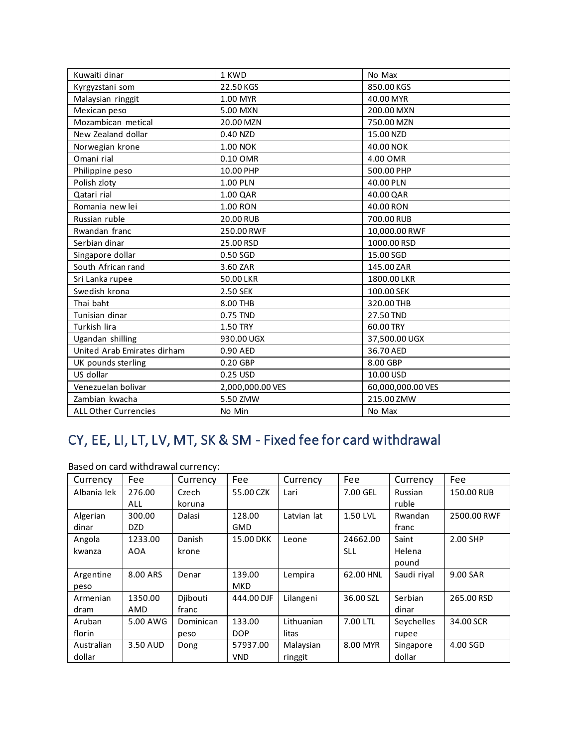| | | |
|---|---|---|
| Kuwaiti dinar | 1 KWD | No Max |
| Kyrgyzstani som | 22.50 KGS | 850.00 KGS |
| Malaysian ringgit | 1.00 MYR | 40.00 MYR |
| Mexican peso | 5.00 MXN | 200.00 MXN |
| Mozambican metical | 20.00 MZN | 750.00 MZN |
| New Zealand dollar | 0.40 NZD | 15.00 NZD |
| Norwegian krone | 1.00 NOK | 40.00 NOK |
| Omani rial | 0.10 OMR | 4.00 OMR |
| Philippine peso | 10.00 PHP | 500.00 PHP |
| Polish zloty | 1.00 PLN | 40.00 PLN |
| Qatari rial | 1.00 QAR | 40.00 QAR |
| Romania new lei | 1.00 RON | 40.00 RON |
| Russian ruble | 20.00 RUB | 700.00 RUB |
| Rwandan franc | 250.00 RWF | 10,000.00 RWF |
| Serbian dinar | 25.00 RSD | 1000.00 RSD |
| Singapore dollar | 0.50 SGD | 15.00 SGD |
| South African rand | 3.60 ZAR | 145.00 ZAR |
| Sri Lanka rupee | 50.00 LKR | 1800.00 LKR |
| Swedish krona | 2.50 SEK | 100.00 SEK |
| Thai baht | 8.00 THB | 320.00 THB |
| Tunisian dinar | 0.75 TND | 27.50 TND |
| Turkish lira | 1.50 TRY | 60.00 TRY |
| Ugandan shilling | 930.00 UGX | 37,500.00 UGX |
| United Arab Emirates dirham | 0.90 AED | 36.70 AED |
| UK pounds sterling | 0.20 GBP | 8.00 GBP |
| US dollar | 0.25 USD | 10.00 USD |
| Venezuelan bolivar | 2,000,000.00 VES | 60,000,000.00 VES |
| Zambian kwacha | 5.50 ZMW | 215.00 ZMW |
| ALL Other Currencies | No Min | No Max |

## CY, EE, LI, LT, LV, MT, SK & SM - Fixed fee for card withdrawal

Based on card withdrawal currency:

| Currency | Fee | Currency | Fee | Currency | Fee | Currency | Fee |
|---|---|---|---|---|---|---|---|
| Albania lek | 276.00 ALL | Czech koruna | 55.00 CZK | Lari | 7.00 GEL | Russian ruble | 150.00 RUB |
| Algerian dinar | 300.00 DZD | Dalasi | 128.00 GMD | Latvian lat | 1.50 LVL | Rwandan franc | 2500.00 RWF |
| Angola kwanza | 1233.00 AOA | Danish krone | 15.00 DKK | Leone | 24662.00 SLL | Saint Helena pound | 2.00 SHP |
| Argentine peso | 8.00 ARS | Denar | 139.00 MKD | Lempira | 62.00 HNL | Saudi riyal | 9.00 SAR |
| Armenian dram | 1350.00 AMD | Djibouti franc | 444.00 DJF | Lilangeni | 36.00 SZL | Serbian dinar | 265.00 RSD |
| Aruban florin | 5.00 AWG | Dominican peso | 133.00 DOP | Lithuanian litas | 7.00 LTL | Seychelles rupee | 34.00 SCR |
| Australian dollar | 3.50 AUD | Dong | 57937.00 VND | Malaysian ringgit | 8.00 MYR | Singapore dollar | 4.00 SGD |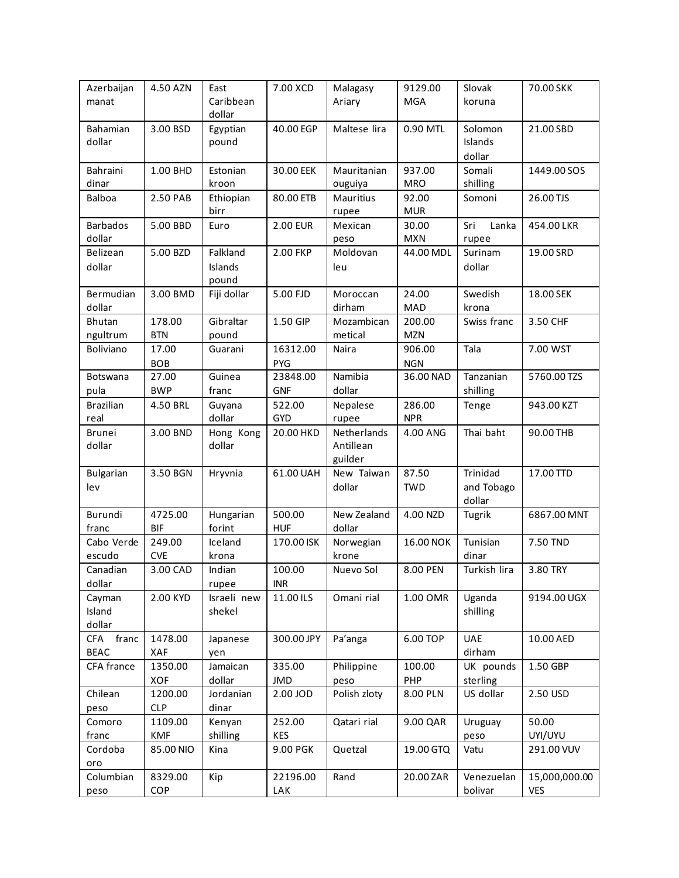| Azerbaijan manat | 4.50 AZN | East Caribbean dollar | 7.00 XCD | Malagasy Ariary | 9129.00 MGA | Slovak koruna | 70.00 SKK |
|---|---|---|---|---|---|---|---|
| Bahamian dollar | 3.00 BSD | Egyptian pound | 40.00 EGP | Maltese lira | 0.90 MTL | Solomon Islands dollar | 21.00 SBD |
| Bahraini dinar | 1.00 BHD | Estonian kroon | 30.00 EEK | Mauritanian ouguiya | 937.00 MRO | Somali shilling | 1449.00 SOS |
| Balboa | 2.50 PAB | Ethiopian birr | 80.00 ETB | Mauritius rupee | 92.00 MUR | Somoni | 26.00 TJS |
| Barbados dollar | 5.00 BBD | Euro | 2.00 EUR | Mexican peso | 30.00 MXN | Sri Lanka rupee | 454.00 LKR |
| Belizean dollar | 5.00 BZD | Falkland Islands pound | 2.00 FKP | Moldovan leu | 44.00 MDL | Surinam dollar | 19.00 SRD |
| Bermudian dollar | 3.00 BMD | Fiji dollar | 5.00 FJD | Moroccan dirham | 24.00 MAD | Swedish krona | 18.00 SEK |
| Bhutan ngultrum | 178.00 BTN | Gibraltar pound | 1.50 GIP | Mozambican metical | 200.00 MZN | Swiss franc | 3.50 CHF |
| Boliviano | 17.00 BOB | Guarani | 16312.00 PYG | Naira | 906.00 NGN | Tala | 7.00 WST |
| Botswana pula | 27.00 BWP | Guinea franc | 23848.00 GNF | Namibia dollar | 36.00 NAD | Tanzanian shilling | 5760.00 TZS |
| Brazilian real | 4.50 BRL | Guyana dollar | 522.00 GYD | Nepalese rupee | 286.00 NPR | Tenge | 943.00 KZT |
| Brunei dollar | 3.00 BND | Hong Kong dollar | 20.00 HKD | Netherlands Antillean guilder | 4.00 ANG | Thai baht | 90.00 THB |
| Bulgarian lev | 3.50 BGN | Hryvnia | 61.00 UAH | New Taiwan dollar | 87.50 TWD | Trinidad and Tobago dollar | 17.00 TTD |
| Burundi franc | 4725.00 BIF | Hungarian forint | 500.00 HUF | New Zealand dollar | 4.00 NZD | Tugrik | 6867.00 MNT |
| Cabo Verde escudo | 249.00 CVE | Iceland krona | 170.00 ISK | Norwegian krone | 16.00 NOK | Tunisian dinar | 7.50 TND |
| Canadian dollar | 3.00 CAD | Indian rupee | 100.00 INR | Nuevo Sol | 8.00 PEN | Turkish lira | 3.80 TRY |
| Cayman Island dollar | 2.00 KYD | Israeli new shekel | 11.00 ILS | Omani rial | 1.00 OMR | Uganda shilling | 9194.00 UGX |
| CFA franc BEAC | 1478.00 XAF | Japanese yen | 300.00 JPY | Pa'anga | 6.00 TOP | UAE dirham | 10.00 AED |
| CFA france | 1350.00 XOF | Jamaican dollar | 335.00 JMD | Philippine peso | 100.00 PHP | UK pounds sterling | 1.50 GBP |
| Chilean peso | 1200.00 CLP | Jordanian dinar | 2.00 JOD | Polish zloty | 8.00 PLN | US dollar | 2.50 USD |
| Comoro franc | 1109.00 KMF | Kenyan shilling | 252.00 KES | Qatari rial | 9.00 QAR | Uruguay peso | 50.00 UYI/UYU |
| Cordoba oro | 85.00 NIO | Kina | 9.00 PGK | Quetzal | 19.00 GTQ | Vatu | 291.00 VUV |
| Columbian peso | 8329.00 COP | Kip | 22196.00 LAK | Rand | 20.00 ZAR | Venezuelan bolivar | 15,000,000.00 VES |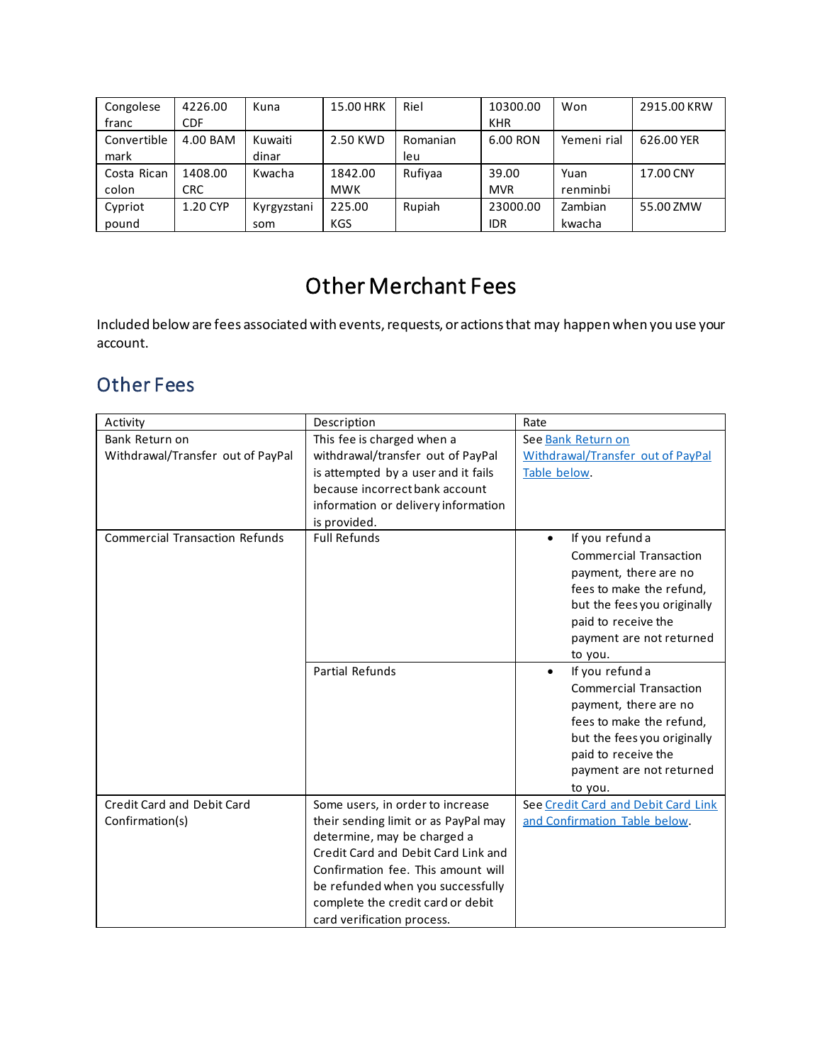| Congolese franc | 4226.00 CDF | Kuna | 15.00 HRK | Riel | 10300.00 KHR | Won | 2915.00 KRW |
|---|---|---|---|---|---|---|---|
| Convertible mark | 4.00 BAM | Kuwaiti dinar | 2.50 KWD | Romanian leu | 6.00 RON | Yemeni rial | 626.00 YER |
| Costa Rican colon | 1408.00 CRC | Kwacha | 1842.00 MWK | Rufiyaa | 39.00 MVR | Yuan renminbi | 17.00 CNY |
| Cypriot pound | 1.20 CYP | Kyrgyzstani som | 225.00 KGS | Rupiah | 23000.00 IDR | Zambian kwacha | 55.00 ZMW |

# Other Merchant Fees

Included below are fees associated with events, requests, or actions that may happen when you use your account.

## Other Fees

| Activity | Description | Rate |
|---|---|---|
| Bank Return on Withdrawal/Transfer out of PayPal | This fee is charged when a withdrawal/transfer out of PayPal is attempted by a user and it fails because incorrect bank account information or delivery information is provided. | See Bank Return on Withdrawal/Transfer out of PayPal Table below. |
| Commercial Transaction Refunds | Full Refunds | • If you refund a Commercial Transaction payment, there are no fees to make the refund, but the fees you originally paid to receive the payment are not returned to you. |
| | Partial Refunds | • If you refund a Commercial Transaction payment, there are no fees to make the refund, but the fees you originally paid to receive the payment are not returned to you. |
| Credit Card and Debit Card Confirmation(s) | Some users, in order to increase their sending limit or as PayPal may determine, may be charged a Credit Card and Debit Card Link and Confirmation fee. This amount will be refunded when you successfully complete the credit card or debit card verification process. | See Credit Card and Debit Card Link and Confirmation Table below. |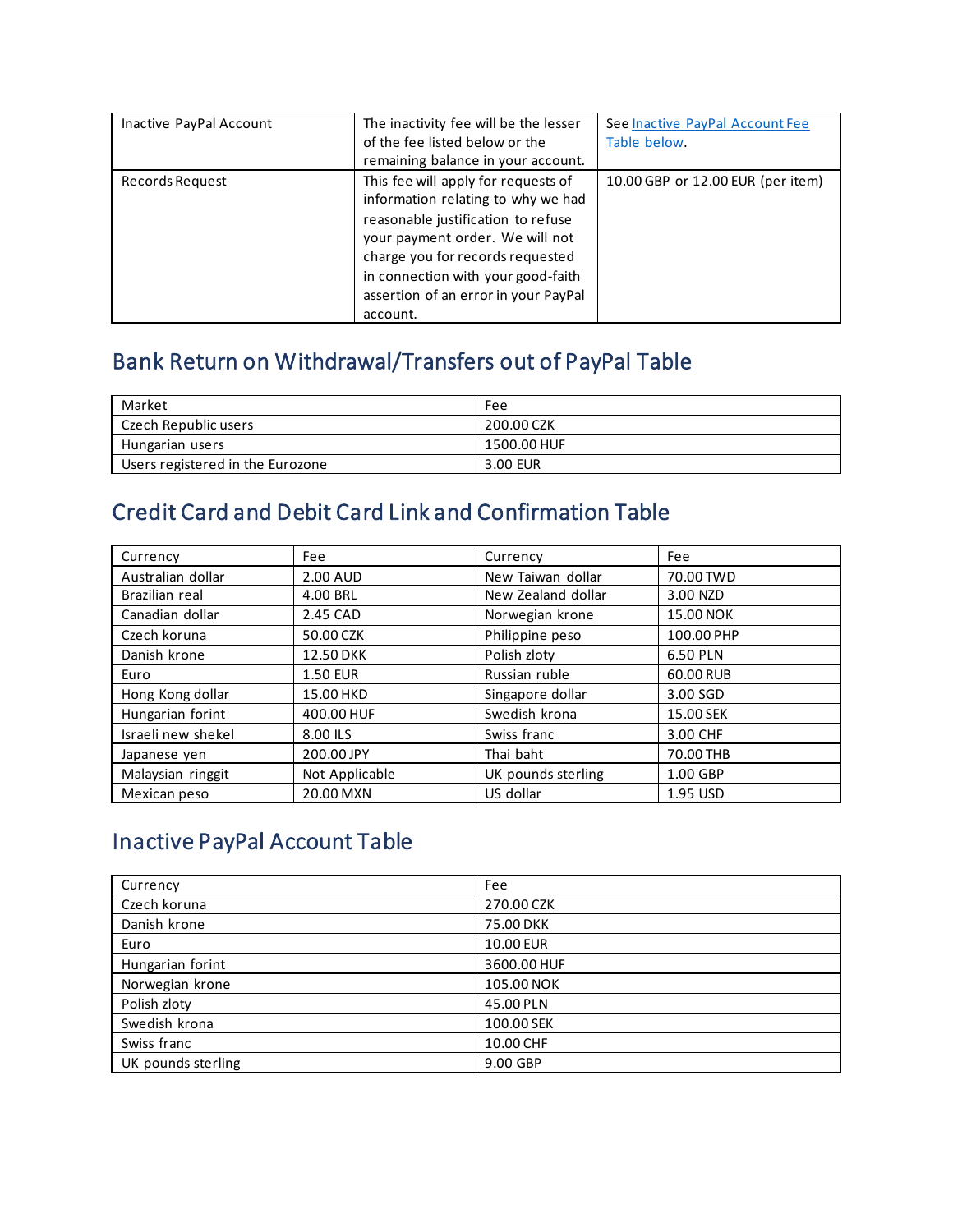| | | |
|---|---|---|
| Inactive PayPal Account | The inactivity fee will be the lesser of the fee listed below or the remaining balance in your account. | See [Inactive PayPal Account Fee Table below](#inactive-paypal-account-table). |
| Records Request | This fee will apply for requests of information relating to why we had reasonable justification to refuse your payment order. We will not charge you for records requested in connection with your good-faith assertion of an error in your PayPal account. | 10.00 GBP or 12.00 EUR (per item) |

## Bank Return on Withdrawal/Transfers out of PayPal Table

| Market | Fee |
|---|---|
| Czech Republic users | 200.00 CZK |
| Hungarian users | 1500.00 HUF |
| Users registered in the Eurozone | 3.00 EUR |

## Credit Card and Debit Card Link and Confirmation Table

| Currency | Fee | Currency | Fee |
|---|---|---|---|
| Australian dollar | 2.00 AUD | New Taiwan dollar | 70.00 TWD |
| Brazilian real | 4.00 BRL | New Zealand dollar | 3.00 NZD |
| Canadian dollar | 2.45 CAD | Norwegian krone | 15.00 NOK |
| Czech koruna | 50.00 CZK | Philippine peso | 100.00 PHP |
| Danish krone | 12.50 DKK | Polish zloty | 6.50 PLN |
| Euro | 1.50 EUR | Russian ruble | 60.00 RUB |
| Hong Kong dollar | 15.00 HKD | Singapore dollar | 3.00 SGD |
| Hungarian forint | 400.00 HUF | Swedish krona | 15.00 SEK |
| Israeli new shekel | 8.00 ILS | Swiss franc | 3.00 CHF |
| Japanese yen | 200.00 JPY | Thai baht | 70.00 THB |
| Malaysian ringgit | Not Applicable | UK pounds sterling | 1.00 GBP |
| Mexican peso | 20.00 MXN | US dollar | 1.95 USD |

## Inactive PayPal Account Table

| Currency | Fee |
|---|---|
| Czech koruna | 270.00 CZK |
| Danish krone | 75.00 DKK |
| Euro | 10.00 EUR |
| Hungarian forint | 3600.00 HUF |
| Norwegian krone | 105.00 NOK |
| Polish zloty | 45.00 PLN |
| Swedish krona | 100.00 SEK |
| Swiss franc | 10.00 CHF |
| UK pounds sterling | 9.00 GBP |